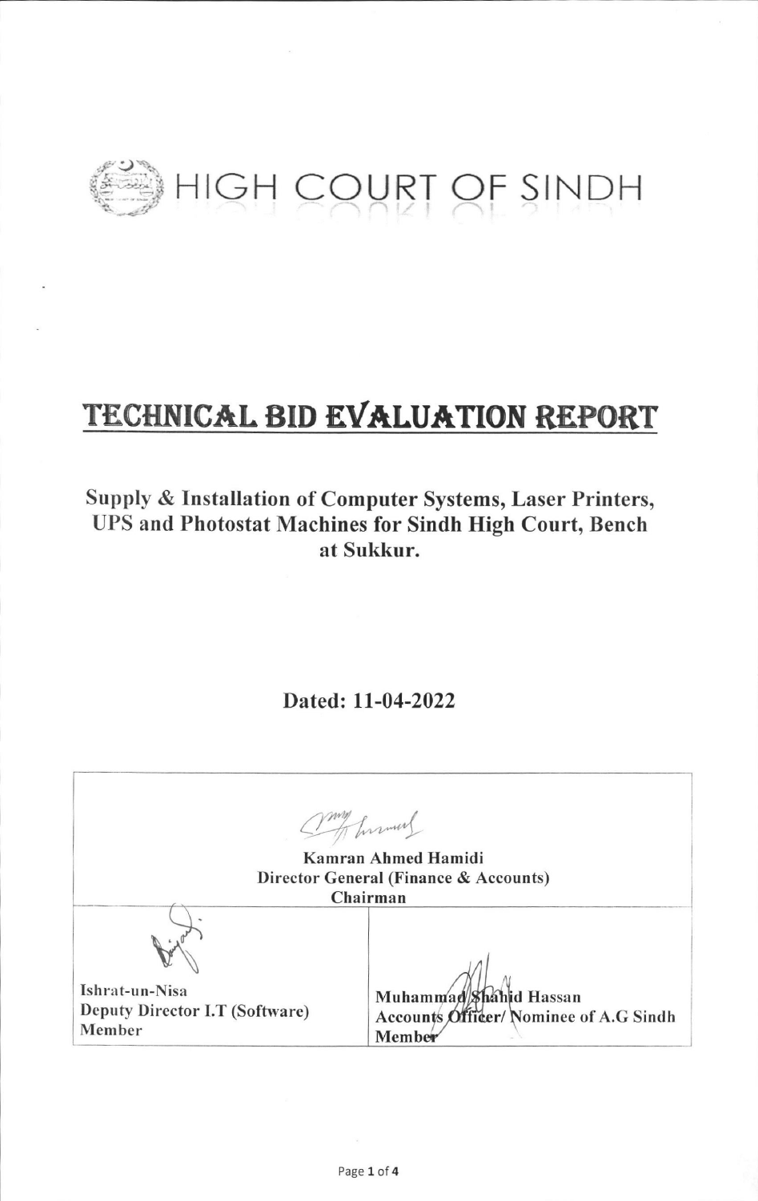# HIGH COURT OF SINDH

# TECHNICAL BID EVALUATION REPORT

**Supply & Installation of Computer Systems, Laser Printers, UPS and Photostat Machines for Sindh High Court, Bench at Sukkur.**

**Dated: 11-04-2022**

| **Kamran Ahmed Hamidi**<br>**Director General (Finance & Accounts)**<br>**Chairman** | |
|---|---|
| **Ishrat-un-Nisa**<br>**Deputy Director I.T (Software)**<br>**Member** | **Muhammad Shahid Hassan**<br>**Accounts Officer/ Nominee of A.G Sindh**<br>**Member** |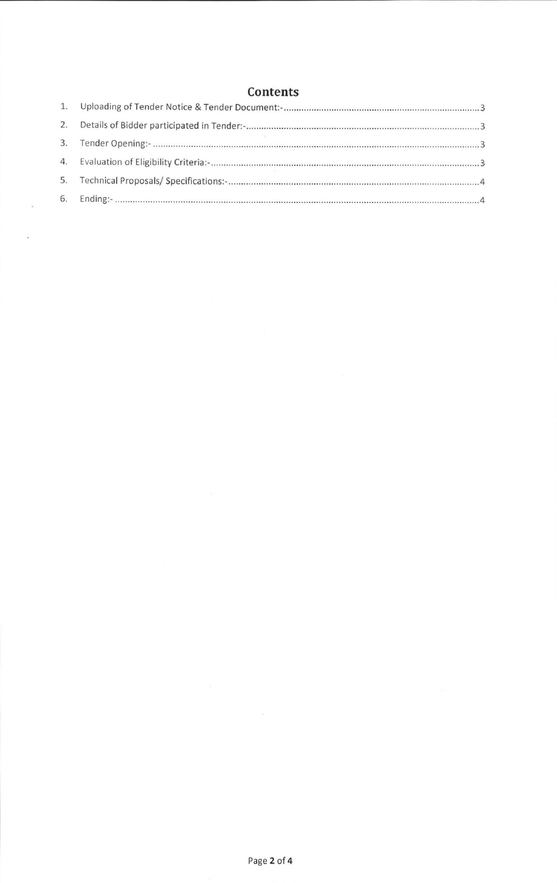## Contents

1. Uploading of Tender Notice & Tender Document:- ............................................................................. 3
2. Details of Bidder participated in Tender:- ............................................................................................ 3
3. Tender Opening:- .................................................................................................................................. 3
4. Evaluation of Eligibility Criteria:- .......................................................................................................... 3
5. Technical Proposals/ Specifications:- ................................................................................................... 4
6. Ending:- ................................................................................................................................................ 4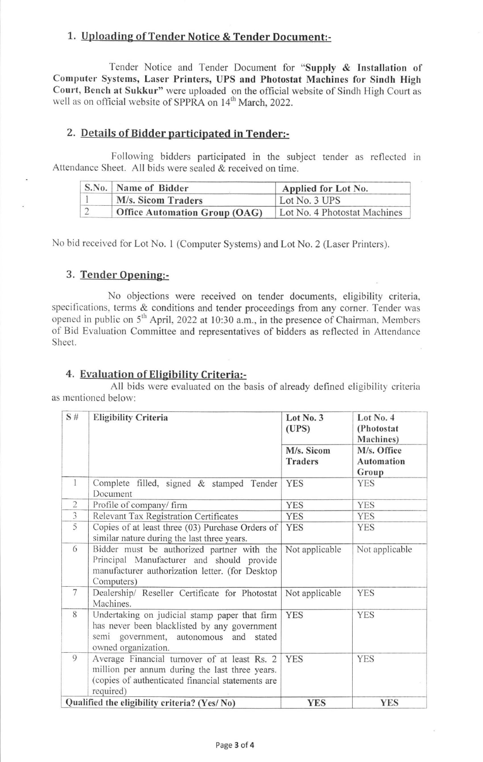## 1. Uploading of Tender Notice & Tender Document:-

Tender Notice and Tender Document for "**Supply & Installation of Computer Systems, Laser Printers, UPS and Photostat Machines for Sindh High Court, Bench at Sukkur**" were uploaded on the official website of Sindh High Court as well as on official website of SPPRA on 14th March, 2022.

## 2. Details of Bidder participated in Tender:-

Following bidders participated in the subject tender as reflected in Attendance Sheet. All bids were sealed & received on time.

| S.No. | Name of Bidder | Applied for Lot No. |
|---|---|---|
| 1 | **M/s. Sicom Traders** | Lot No. 3 UPS |
| 2 | **Office Automation Group (OAG)** | Lot No. 4 Photostat Machines |

No bid received for Lot No. 1 (Computer Systems) and Lot No. 2 (Laser Printers).

## 3. Tender Opening:-

No objections were received on tender documents, eligibility criteria, specifications, terms & conditions and tender proceedings from any corner. Tender was opened in public on 5th April, 2022 at 10:30 a.m., in the presence of Chairman, Members of Bid Evaluation Committee and representatives of bidders as reflected in Attendance Sheet.

## 4. Evaluation of Eligibility Criteria:-

All bids were evaluated on the basis of already defined eligibility criteria as mentioned below:

| S # | Eligibility Criteria | Lot No. 3 (UPS) | Lot No. 4 (Photostat Machines) |
|---|---|---|---|
| | | **M/s. Sicom Traders** | **M/s. Office Automation Group** |
| 1 | Complete filled, signed & stamped Tender Document | YES | YES |
| 2 | Profile of company/ firm | YES | YES |
| 3 | Relevant Tax Registration Certificates | YES | YES |
| 5 | Copies of at least three (03) Purchase Orders of similar nature during the last three years. | YES | YES |
| 6 | Bidder must be authorized partner with the Principal Manufacturer and should provide manufacturer authorization letter. (for Desktop Computers) | Not applicable | Not applicable |
| 7 | Dealership/ Reseller Certificate for Photostat Machines. | Not applicable | YES |
| 8 | Undertaking on judicial stamp paper that firm has never been blacklisted by any government semi government, autonomous and stated owned organization. | YES | YES |
| 9 | Average Financial turnover of at least Rs. 2 million per annum during the last three years. (copies of authenticated financial statements are required) | YES | YES |
| **Qualified the eligibility criteria? (Yes/ No)** | | **YES** | **YES** |